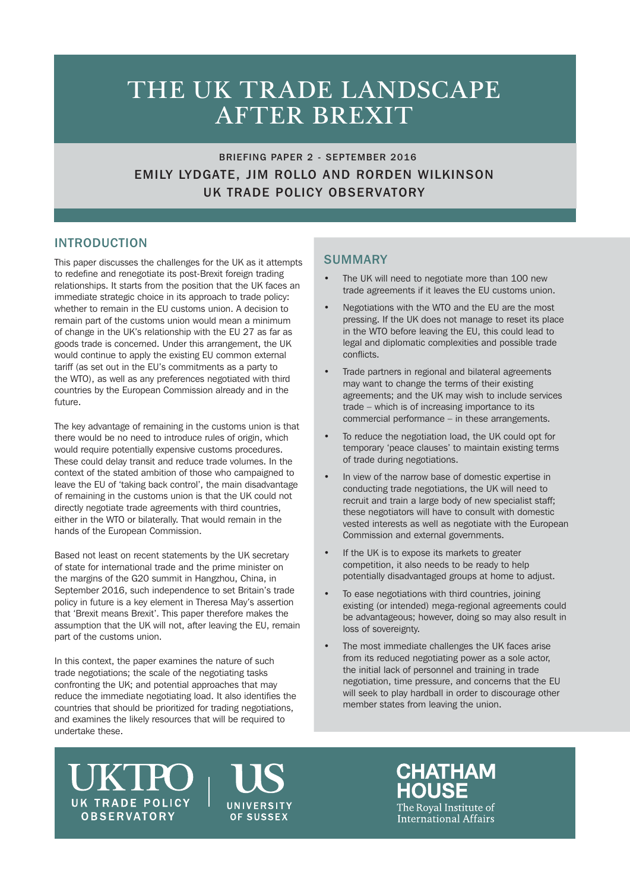# THE UK TRADE LANDSCAPE AFTER BREXIT

BRIEFING PAPER 2 - SEPTEMBER 2016

EMILY LYDGATE, JIM ROLLO AND RORDEN WILKINSON

UK TRADE POLICY OBSERVATORY

## INTRODUCTION

This paper discusses the challenges for the UK as it attempts to redefine and renegotiate its post-Brexit foreign trading relationships. It starts from the position that the UK faces an immediate strategic choice in its approach to trade policy: whether to remain in the EU customs union. A decision to remain part of the customs union would mean a minimum of change in the UK's relationship with the EU 27 as far as goods trade is concerned. Under this arrangement, the UK would continue to apply the existing EU common external tariff (as set out in the EU's commitments as a party to the WTO), as well as any preferences negotiated with third countries by the European Commission already and in the future.

The key advantage of remaining in the customs union is that there would be no need to introduce rules of origin, which would require potentially expensive customs procedures. These could delay transit and reduce trade volumes. In the context of the stated ambition of those who campaigned to leave the EU of 'taking back control', the main disadvantage of remaining in the customs union is that the UK could not directly negotiate trade agreements with third countries, either in the WTO or bilaterally. That would remain in the hands of the European Commission.

Based not least on recent statements by the UK secretary of state for international trade and the prime minister on the margins of the G20 summit in Hangzhou, China, in September 2016, such independence to set Britain's trade policy in future is a key element in Theresa May's assertion that 'Brexit means Brexit'. This paper therefore makes the assumption that the UK will not, after leaving the EU, remain part of the customs union.

In this context, the paper examines the nature of such trade negotiations; the scale of the negotiating tasks confronting the UK; and potential approaches that may reduce the immediate negotiating load. It also identifies the countries that should be prioritized for trading negotiations, and examines the likely resources that will be required to undertake these.

## SUMMARY

- The UK will need to negotiate more than 100 new trade agreements if it leaves the EU customs union.
- Negotiations with the WTO and the EU are the most pressing. If the UK does not manage to reset its place in the WTO before leaving the EU, this could lead to legal and diplomatic complexities and possible trade conflicts.
- Trade partners in regional and bilateral agreements may want to change the terms of their existing agreements; and the UK may wish to include services trade – which is of increasing importance to its commercial performance – in these arrangements.
- To reduce the negotiation load, the UK could opt for temporary 'peace clauses' to maintain existing terms of trade during negotiations.
- In view of the narrow base of domestic expertise in conducting trade negotiations, the UK will need to recruit and train a large body of new specialist staff; these negotiators will have to consult with domestic vested interests as well as negotiate with the European Commission and external governments.
- If the UK is to expose its markets to greater competition, it also needs to be ready to help potentially disadvantaged groups at home to adjust.
- To ease negotiations with third countries, joining existing (or intended) mega-regional agreements could be advantageous; however, doing so may also result in loss of sovereignty.
- The most immediate challenges the UK faces arise from its reduced negotiating power as a sole actor, the initial lack of personnel and training in trade negotiation, time pressure, and concerns that the EU will seek to play hardball in order to discourage other member states from leaving the union.

UKTPO UK TRADE POLICY OBSERVATORY | US UNIVERSITY OF SUSSEX | CHATHAM HOUSE The Royal Institute of International Affairs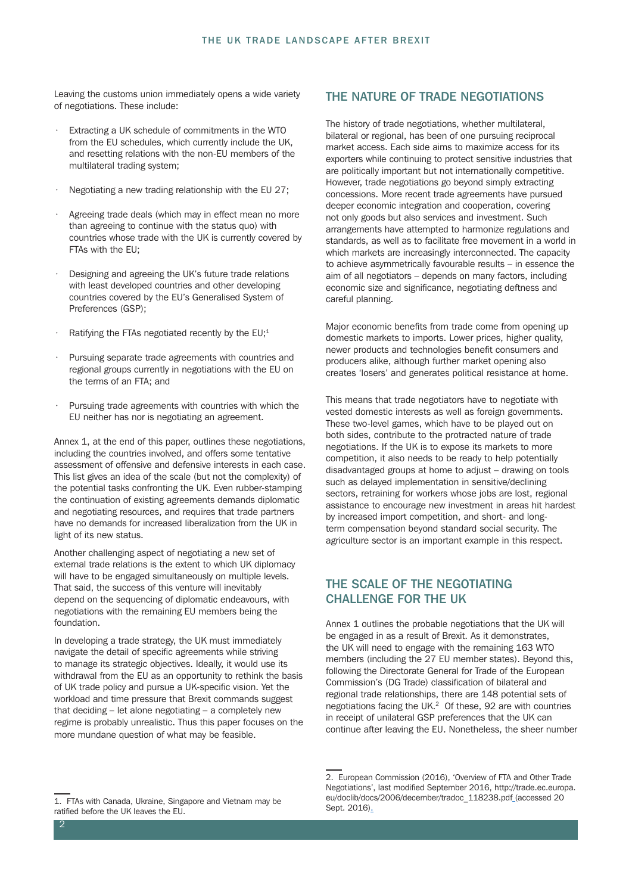Leaving the customs union immediately opens a wide variety of negotiations. These include:

- Extracting a UK schedule of commitments in the WTO from the EU schedules, which currently include the UK, and resetting relations with the non-EU members of the multilateral trading system;
- Negotiating a new trading relationship with the EU 27;
- Agreeing trade deals (which may in effect mean no more than agreeing to continue with the status quo) with countries whose trade with the UK is currently covered by FTAs with the EU;
- Designing and agreeing the UK's future trade relations with least developed countries and other developing countries covered by the EU's Generalised System of Preferences (GSP);
- Ratifying the FTAs negotiated recently by the EU;[1]
- Pursuing separate trade agreements with countries and regional groups currently in negotiations with the EU on the terms of an FTA; and
- Pursuing trade agreements with countries with which the EU neither has nor is negotiating an agreement.

Annex 1, at the end of this paper, outlines these negotiations, including the countries involved, and offers some tentative assessment of offensive and defensive interests in each case. This list gives an idea of the scale (but not the complexity) of the potential tasks confronting the UK. Even rubber-stamping the continuation of existing agreements demands diplomatic and negotiating resources, and requires that trade partners have no demands for increased liberalization from the UK in light of its new status.

Another challenging aspect of negotiating a new set of external trade relations is the extent to which UK diplomacy will have to be engaged simultaneously on multiple levels. That said, the success of this venture will inevitably depend on the sequencing of diplomatic endeavours, with negotiations with the remaining EU members being the foundation.

In developing a trade strategy, the UK must immediately navigate the detail of specific agreements while striving to manage its strategic objectives. Ideally, it would use its withdrawal from the EU as an opportunity to rethink the basis of UK trade policy and pursue a UK-specific vision. Yet the workload and time pressure that Brexit commands suggest that deciding – let alone negotiating – a completely new regime is probably unrealistic. Thus this paper focuses on the more mundane question of what may be feasible.

## THE NATURE OF TRADE NEGOTIATIONS

The history of trade negotiations, whether multilateral, bilateral or regional, has been of one pursuing reciprocal market access. Each side aims to maximize access for its exporters while continuing to protect sensitive industries that are politically important but not internationally competitive. However, trade negotiations go beyond simply extracting concessions. More recent trade agreements have pursued deeper economic integration and cooperation, covering not only goods but also services and investment. Such arrangements have attempted to harmonize regulations and standards, as well as to facilitate free movement in a world in which markets are increasingly interconnected. The capacity to achieve asymmetrically favourable results – in essence the aim of all negotiators – depends on many factors, including economic size and significance, negotiating deftness and careful planning.

Major economic benefits from trade come from opening up domestic markets to imports. Lower prices, higher quality, newer products and technologies benefit consumers and producers alike, although further market opening also creates 'losers' and generates political resistance at home.

This means that trade negotiators have to negotiate with vested domestic interests as well as foreign governments. These two-level games, which have to be played out on both sides, contribute to the protracted nature of trade negotiations. If the UK is to expose its markets to more competition, it also needs to be ready to help potentially disadvantaged groups at home to adjust – drawing on tools such as delayed implementation in sensitive/declining sectors, retraining for workers whose jobs are lost, regional assistance to encourage new investment in areas hit hardest by increased import competition, and short- and long-term compensation beyond standard social security. The agriculture sector is an important example in this respect.

## THE SCALE OF THE NEGOTIATING CHALLENGE FOR THE UK

Annex 1 outlines the probable negotiations that the UK will be engaged in as a result of Brexit. As it demonstrates, the UK will need to engage with the remaining 163 WTO members (including the 27 EU member states). Beyond this, following the Directorate General for Trade of the European Commission's (DG Trade) classification of bilateral and regional trade relationships, there are 148 potential sets of negotiations facing the UK.[2] Of these, 92 are with countries in receipt of unilateral GSP preferences that the UK can continue after leaving the EU. Nonetheless, the sheer number

---

1. FTAs with Canada, Ukraine, Singapore and Vietnam may be ratified before the UK leaves the EU.

2. European Commission (2016), 'Overview of FTA and Other Trade Negotiations', last modified September 2016, http://trade.ec.europa.eu/doclib/docs/2006/december/tradoc_118238.pdf (accessed 20 Sept. 2016).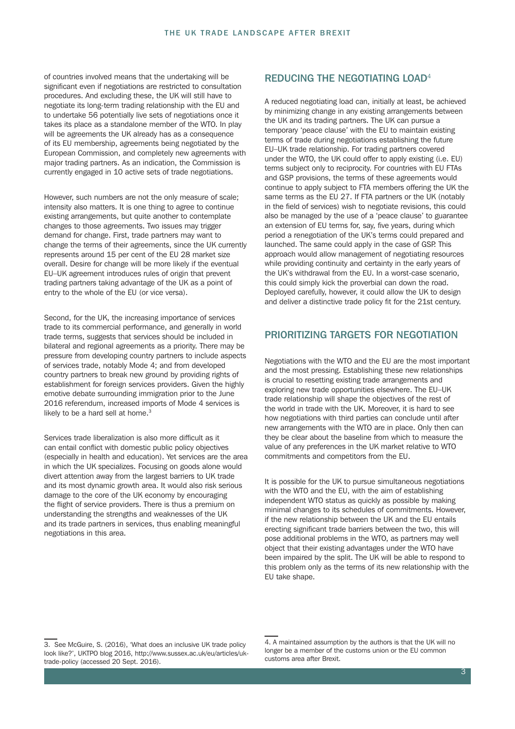of countries involved means that the undertaking will be significant even if negotiations are restricted to consultation procedures. And excluding these, the UK will still have to negotiate its long-term trading relationship with the EU and to undertake 56 potentially live sets of negotiations once it takes its place as a standalone member of the WTO. In play will be agreements the UK already has as a consequence of its EU membership, agreements being negotiated by the European Commission, and completely new agreements with major trading partners. As an indication, the Commission is currently engaged in 10 active sets of trade negotiations.

However, such numbers are not the only measure of scale; intensity also matters. It is one thing to agree to continue existing arrangements, but quite another to contemplate changes to those agreements. Two issues may trigger demand for change. First, trade partners may want to change the terms of their agreements, since the UK currently represents around 15 per cent of the EU 28 market size overall. Desire for change will be more likely if the eventual EU–UK agreement introduces rules of origin that prevent trading partners taking advantage of the UK as a point of entry to the whole of the EU (or vice versa).

Second, for the UK, the increasing importance of services trade to its commercial performance, and generally in world trade terms, suggests that services should be included in bilateral and regional agreements as a priority. There may be pressure from developing country partners to include aspects of services trade, notably Mode 4; and from developed country partners to break new ground by providing rights of establishment for foreign services providers. Given the highly emotive debate surrounding immigration prior to the June 2016 referendum, increased imports of Mode 4 services is likely to be a hard sell at home.[3]

Services trade liberalization is also more difficult as it can entail conflict with domestic public policy objectives (especially in health and education). Yet services are the area in which the UK specializes. Focusing on goods alone would divert attention away from the largest barriers to UK trade and its most dynamic growth area. It would also risk serious damage to the core of the UK economy by encouraging the flight of service providers. There is thus a premium on understanding the strengths and weaknesses of the UK and its trade partners in services, thus enabling meaningful negotiations in this area.

## REDUCING THE NEGOTIATING LOAD[4]

A reduced negotiating load can, initially at least, be achieved by minimizing change in any existing arrangements between the UK and its trading partners. The UK can pursue a temporary 'peace clause' with the EU to maintain existing terms of trade during negotiations establishing the future EU–UK trade relationship. For trading partners covered under the WTO, the UK could offer to apply existing (i.e. EU) terms subject only to reciprocity. For countries with EU FTAs and GSP provisions, the terms of these agreements would continue to apply subject to FTA members offering the UK the same terms as the EU 27. If FTA partners or the UK (notably in the field of services) wish to negotiate revisions, this could also be managed by the use of a 'peace clause' to guarantee an extension of EU terms for, say, five years, during which period a renegotiation of the UK's terms could prepared and launched. The same could apply in the case of GSP. This approach would allow management of negotiating resources while providing continuity and certainty in the early years of the UK's withdrawal from the EU. In a worst-case scenario, this could simply kick the proverbial can down the road. Deployed carefully, however, it could allow the UK to design and deliver a distinctive trade policy fit for the 21st century.

## PRIORITIZING TARGETS FOR NEGOTIATION

Negotiations with the WTO and the EU are the most important and the most pressing. Establishing these new relationships is crucial to resetting existing trade arrangements and exploring new trade opportunities elsewhere. The EU–UK trade relationship will shape the objectives of the rest of the world in trade with the UK. Moreover, it is hard to see how negotiations with third parties can conclude until after new arrangements with the WTO are in place. Only then can they be clear about the baseline from which to measure the value of any preferences in the UK market relative to WTO commitments and competitors from the EU.

It is possible for the UK to pursue simultaneous negotiations with the WTO and the EU, with the aim of establishing independent WTO status as quickly as possible by making minimal changes to its schedules of commitments. However, if the new relationship between the UK and the EU entails erecting significant trade barriers between the two, this will pose additional problems in the WTO, as partners may well object that their existing advantages under the WTO have been impaired by the split. The UK will be able to respond to this problem only as the terms of its new relationship with the EU take shape.

---

3. See McGuire, S. (2016), 'What does an inclusive UK trade policy look like?', UKTPO blog 2016, http://www.sussex.ac.uk/eu/articles/uk-trade-policy (accessed 20 Sept. 2016).

4. A maintained assumption by the authors is that the UK will no longer be a member of the customs union or the EU common customs area after Brexit.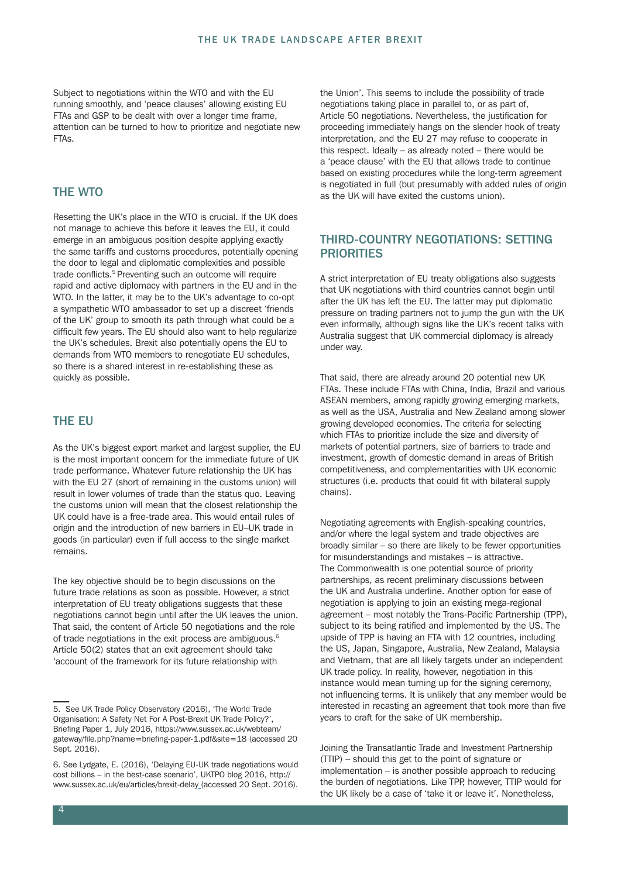Subject to negotiations within the WTO and with the EU running smoothly, and 'peace clauses' allowing existing EU FTAs and GSP to be dealt with over a longer time frame, attention can be turned to how to prioritize and negotiate new FTAs.

## THE WTO

Resetting the UK's place in the WTO is crucial. If the UK does not manage to achieve this before it leaves the EU, it could emerge in an ambiguous position despite applying exactly the same tariffs and customs procedures, potentially opening the door to legal and diplomatic complexities and possible trade conflicts.[5] Preventing such an outcome will require rapid and active diplomacy with partners in the EU and in the WTO. In the latter, it may be to the UK's advantage to co-opt a sympathetic WTO ambassador to set up a discreet 'friends of the UK' group to smooth its path through what could be a difficult few years. The EU should also want to help regularize the UK's schedules. Brexit also potentially opens the EU to demands from WTO members to renegotiate EU schedules, so there is a shared interest in re-establishing these as quickly as possible.

## THE EU

As the UK's biggest export market and largest supplier, the EU is the most important concern for the immediate future of UK trade performance. Whatever future relationship the UK has with the EU 27 (short of remaining in the customs union) will result in lower volumes of trade than the status quo. Leaving the customs union will mean that the closest relationship the UK could have is a free-trade area. This would entail rules of origin and the introduction of new barriers in EU–UK trade in goods (in particular) even if full access to the single market remains.

The key objective should be to begin discussions on the future trade relations as soon as possible. However, a strict interpretation of EU treaty obligations suggests that these negotiations cannot begin until after the UK leaves the union. That said, the content of Article 50 negotiations and the role of trade negotiations in the exit process are ambiguous.[6] Article 50(2) states that an exit agreement should take 'account of the framework for its future relationship with the Union'. This seems to include the possibility of trade negotiations taking place in parallel to, or as part of, Article 50 negotiations. Nevertheless, the justification for proceeding immediately hangs on the slender hook of treaty interpretation, and the EU 27 may refuse to cooperate in this respect. Ideally – as already noted – there would be a 'peace clause' with the EU that allows trade to continue based on existing procedures while the long-term agreement is negotiated in full (but presumably with added rules of origin as the UK will have exited the customs union).

## THIRD-COUNTRY NEGOTIATIONS: SETTING PRIORITIES

A strict interpretation of EU treaty obligations also suggests that UK negotiations with third countries cannot begin until after the UK has left the EU. The latter may put diplomatic pressure on trading partners not to jump the gun with the UK even informally, although signs like the UK's recent talks with Australia suggest that UK commercial diplomacy is already under way.

That said, there are already around 20 potential new UK FTAs. These include FTAs with China, India, Brazil and various ASEAN members, among rapidly growing emerging markets, as well as the USA, Australia and New Zealand among slower growing developed economies. The criteria for selecting which FTAs to prioritize include the size and diversity of markets of potential partners, size of barriers to trade and investment, growth of domestic demand in areas of British competitiveness, and complementarities with UK economic structures (i.e. products that could fit with bilateral supply chains).

Negotiating agreements with English-speaking countries, and/or where the legal system and trade objectives are broadly similar – so there are likely to be fewer opportunities for misunderstandings and mistakes – is attractive. The Commonwealth is one potential source of priority partnerships, as recent preliminary discussions between the UK and Australia underline. Another option for ease of negotiation is applying to join an existing mega-regional agreement – most notably the Trans-Pacific Partnership (TPP), subject to its being ratified and implemented by the US. The upside of TPP is having an FTA with 12 countries, including the US, Japan, Singapore, Australia, New Zealand, Malaysia and Vietnam, that are all likely targets under an independent UK trade policy. In reality, however, negotiation in this instance would mean turning up for the signing ceremony, not influencing terms. It is unlikely that any member would be interested in recasting an agreement that took more than five years to craft for the sake of UK membership.

Joining the Transatlantic Trade and Investment Partnership (TTIP) – should this get to the point of signature or implementation – is another possible approach to reducing the burden of negotiations. Like TPP, however, TTIP would for the UK likely be a case of 'take it or leave it'. Nonetheless,

---

5. See UK Trade Policy Observatory (2016), 'The World Trade Organisation: A Safety Net For A Post-Brexit UK Trade Policy?', Briefing Paper 1, July 2016, https://www.sussex.ac.uk/webteam/gateway/file.php?name=briefing-paper-1.pdf&site=18 (accessed 20 Sept. 2016).

6. See Lydgate, E. (2016), 'Delaying EU-UK trade negotiations would cost billions – in the best-case scenario', UKTPO blog 2016, http://www.sussex.ac.uk/eu/articles/brexit-delay (accessed 20 Sept. 2016).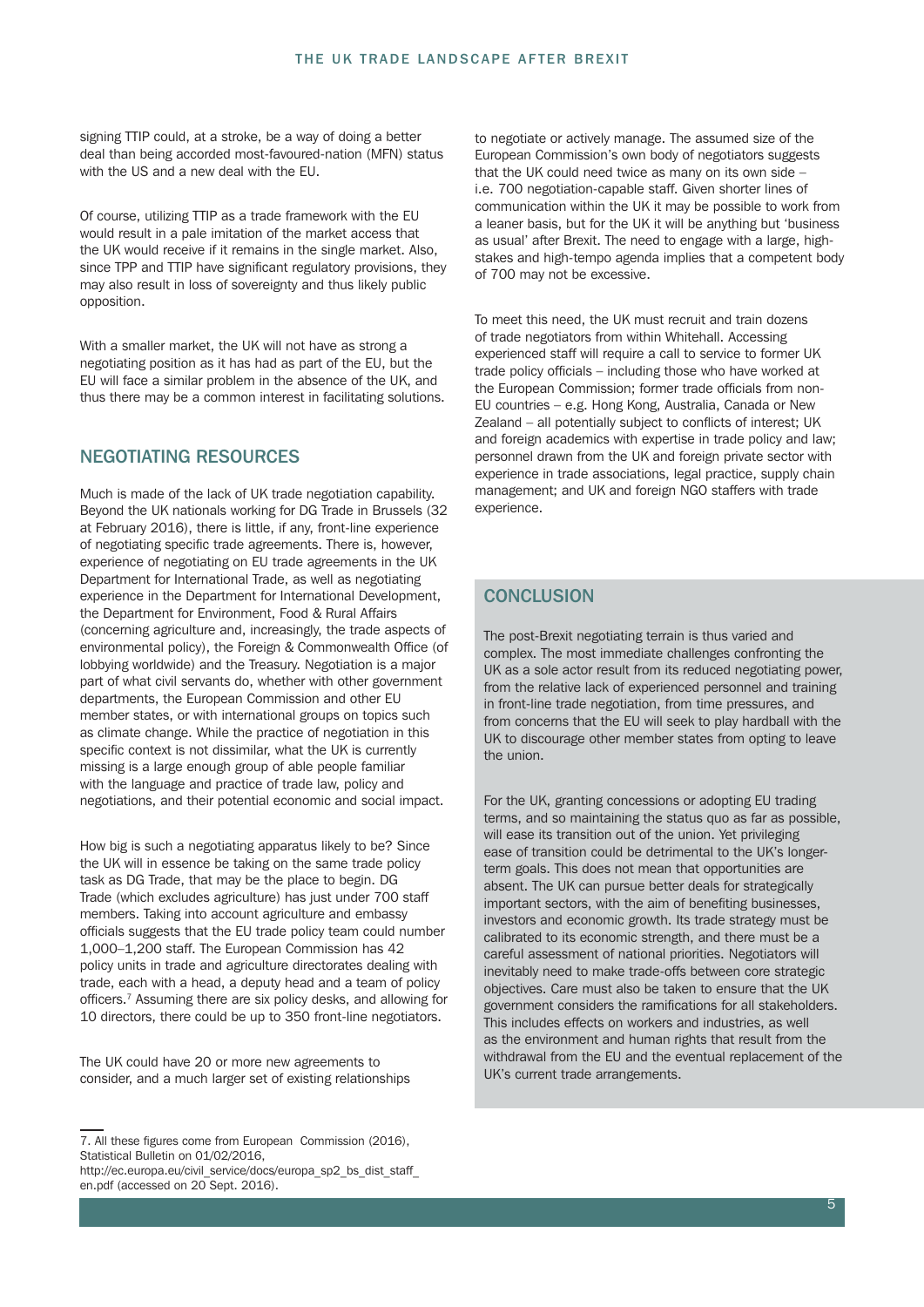signing TTIP could, at a stroke, be a way of doing a better deal than being accorded most-favoured-nation (MFN) status with the US and a new deal with the EU.

Of course, utilizing TTIP as a trade framework with the EU would result in a pale imitation of the market access that the UK would receive if it remains in the single market. Also, since TPP and TTIP have significant regulatory provisions, they may also result in loss of sovereignty and thus likely public opposition.

With a smaller market, the UK will not have as strong a negotiating position as it has had as part of the EU, but the EU will face a similar problem in the absence of the UK, and thus there may be a common interest in facilitating solutions.

## NEGOTIATING RESOURCES

Much is made of the lack of UK trade negotiation capability. Beyond the UK nationals working for DG Trade in Brussels (32 at February 2016), there is little, if any, front-line experience of negotiating specific trade agreements. There is, however, experience of negotiating on EU trade agreements in the UK Department for International Trade, as well as negotiating experience in the Department for International Development, the Department for Environment, Food & Rural Affairs (concerning agriculture and, increasingly, the trade aspects of environmental policy), the Foreign & Commonwealth Office (of lobbying worldwide) and the Treasury. Negotiation is a major part of what civil servants do, whether with other government departments, the European Commission and other EU member states, or with international groups on topics such as climate change. While the practice of negotiation in this specific context is not dissimilar, what the UK is currently missing is a large enough group of able people familiar with the language and practice of trade law, policy and negotiations, and their potential economic and social impact.

How big is such a negotiating apparatus likely to be? Since the UK will in essence be taking on the same trade policy task as DG Trade, that may be the place to begin. DG Trade (which excludes agriculture) has just under 700 staff members. Taking into account agriculture and embassy officials suggests that the EU trade policy team could number 1,000–1,200 staff. The European Commission has 42 policy units in trade and agriculture directorates dealing with trade, each with a head, a deputy head and a team of policy officers.[7] Assuming there are six policy desks, and allowing for 10 directors, there could be up to 350 front-line negotiators.

The UK could have 20 or more new agreements to consider, and a much larger set of existing relationships to negotiate or actively manage. The assumed size of the European Commission's own body of negotiators suggests that the UK could need twice as many on its own side – i.e. 700 negotiation-capable staff. Given shorter lines of communication within the UK it may be possible to work from a leaner basis, but for the UK it will be anything but 'business as usual' after Brexit. The need to engage with a large, high-stakes and high-tempo agenda implies that a competent body of 700 may not be excessive.

To meet this need, the UK must recruit and train dozens of trade negotiators from within Whitehall. Accessing experienced staff will require a call to service to former UK trade policy officials – including those who have worked at the European Commission; former trade officials from non-EU countries – e.g. Hong Kong, Australia, Canada or New Zealand – all potentially subject to conflicts of interest; UK and foreign academics with expertise in trade policy and law; personnel drawn from the UK and foreign private sector with experience in trade associations, legal practice, supply chain management; and UK and foreign NGO staffers with trade experience.

## CONCLUSION

The post-Brexit negotiating terrain is thus varied and complex. The most immediate challenges confronting the UK as a sole actor result from its reduced negotiating power, from the relative lack of experienced personnel and training in front-line trade negotiation, from time pressures, and from concerns that the EU will seek to play hardball with the UK to discourage other member states from opting to leave the union.

For the UK, granting concessions or adopting EU trading terms, and so maintaining the status quo as far as possible, will ease its transition out of the union. Yet privileging ease of transition could be detrimental to the UK's longer-term goals. This does not mean that opportunities are absent. The UK can pursue better deals for strategically important sectors, with the aim of benefiting businesses, investors and economic growth. Its trade strategy must be calibrated to its economic strength, and there must be a careful assessment of national priorities. Negotiators will inevitably need to make trade-offs between core strategic objectives. Care must also be taken to ensure that the UK government considers the ramifications for all stakeholders. This includes effects on workers and industries, as well as the environment and human rights that result from the withdrawal from the EU and the eventual replacement of the UK's current trade arrangements.

---

7. All these figures come from European Commission (2016), Statistical Bulletin on 01/02/2016, http://ec.europa.eu/civil_service/docs/europa_sp2_bs_dist_staff_en.pdf (accessed on 20 Sept. 2016).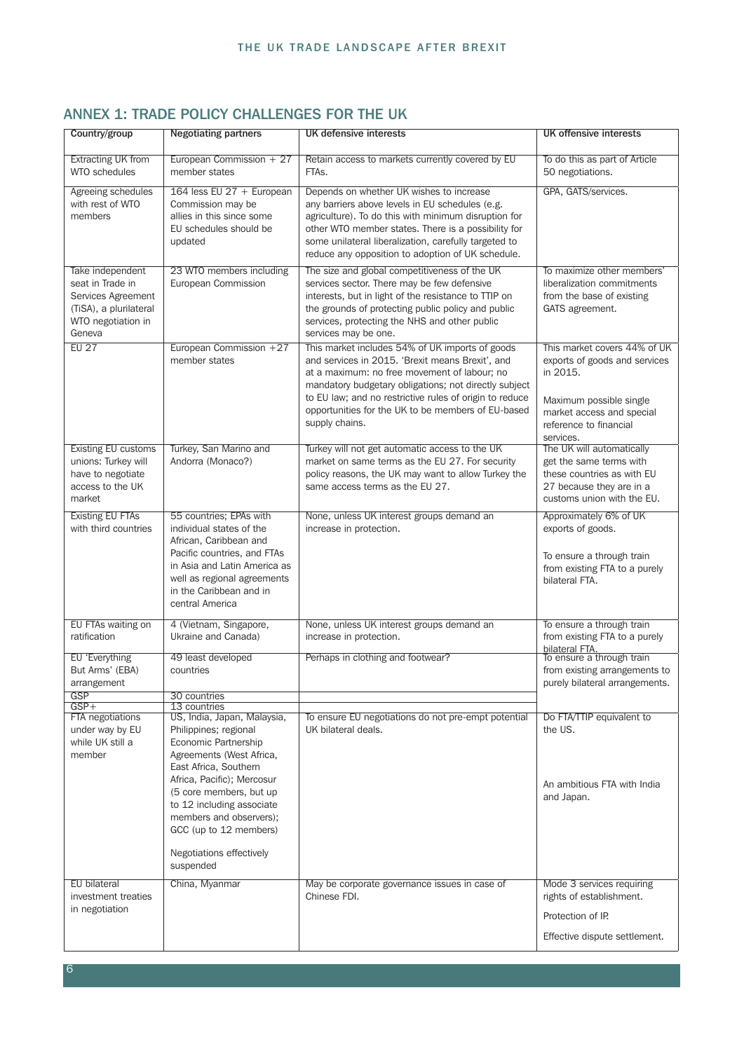## ANNEX 1: TRADE POLICY CHALLENGES FOR THE UK

| Country/group | Negotiating partners | UK defensive interests | UK offensive interests |
|---|---|---|---|
| Extracting UK from WTO schedules | European Commission + 27 member states | Retain access to markets currently covered by EU FTAs. | To do this as part of Article 50 negotiations. |
| Agreeing schedules with rest of WTO members | 164 less EU 27 + European Commission may be allies in this since some EU schedules should be updated | Depends on whether UK wishes to increase any barriers above levels in EU schedules (e.g. agriculture). To do this with minimum disruption for other WTO member states. There is a possibility for some unilateral liberalization, carefully targeted to reduce any opposition to adoption of UK schedule. | GPA, GATS/services. |
| Take independent seat in Trade in Services Agreement (TiSA), a plurilateral WTO negotiation in Geneva | 23 WTO members including European Commission | The size and global competitiveness of the UK services sector. There may be few defensive interests, but in light of the resistance to TTIP on the grounds of protecting public policy and public services, protecting the NHS and other public services may be one. | To maximize other members' liberalization commitments from the base of existing GATS agreement. |
| EU 27 | European Commission +27 member states | This market includes 54% of UK imports of goods and services in 2015. 'Brexit means Brexit', and at a maximum: no free movement of labour; no mandatory budgetary obligations; not directly subject to EU law; and no restrictive rules of origin to reduce opportunities for the UK to be members of EU-based supply chains. | This market covers 44% of UK exports of goods and services in 2015.<br><br>Maximum possible single market access and special reference to financial services. |
| Existing EU customs unions: Turkey will have to negotiate access to the UK market | Turkey, San Marino and Andorra (Monaco?) | Turkey will not get automatic access to the UK market on same terms as the EU 27. For security policy reasons, the UK may want to allow Turkey the same access terms as the EU 27. | The UK will automatically get the same terms with these countries as with EU 27 because they are in a customs union with the EU. |
| Existing EU FTAs with third countries | 55 countries; EPAs with individual states of the African, Caribbean and Pacific countries, and FTAs in Asia and Latin America as well as regional agreements in the Caribbean and in central America | None, unless UK interest groups demand an increase in protection. | Approximately 6% of UK exports of goods.<br><br>To ensure a through train from existing FTA to a purely bilateral FTA. |
| EU FTAs waiting on ratification | 4 (Vietnam, Singapore, Ukraine and Canada) | None, unless UK interest groups demand an increase in protection. | To ensure a through train from existing FTA to a purely bilateral FTA. |
| EU 'Everything But Arms' (EBA) arrangement | 49 least developed countries | Perhaps in clothing and footwear? | To ensure a through train from existing arrangements to purely bilateral arrangements. |
| GSP | 30 countries | | |
| GSP+ | 13 countries | | |
| FTA negotiations under way by EU while UK still a member | US, India, Japan, Malaysia, Philippines; regional Economic Partnership Agreements (West Africa, East Africa, Southern Africa, Pacific); Mercosur (5 core members, but up to 12 including associate members and observers); GCC (up to 12 members)<br><br>Negotiations effectively suspended | To ensure EU negotiations do not pre-empt potential UK bilateral deals. | Do FTA/TTIP equivalent to the US.<br><br>An ambitious FTA with India and Japan. |
| EU bilateral investment treaties in negotiation | China, Myanmar | May be corporate governance issues in case of Chinese FDI. | Mode 3 services requiring rights of establishment.<br><br>Protection of IP.<br><br>Effective dispute settlement. |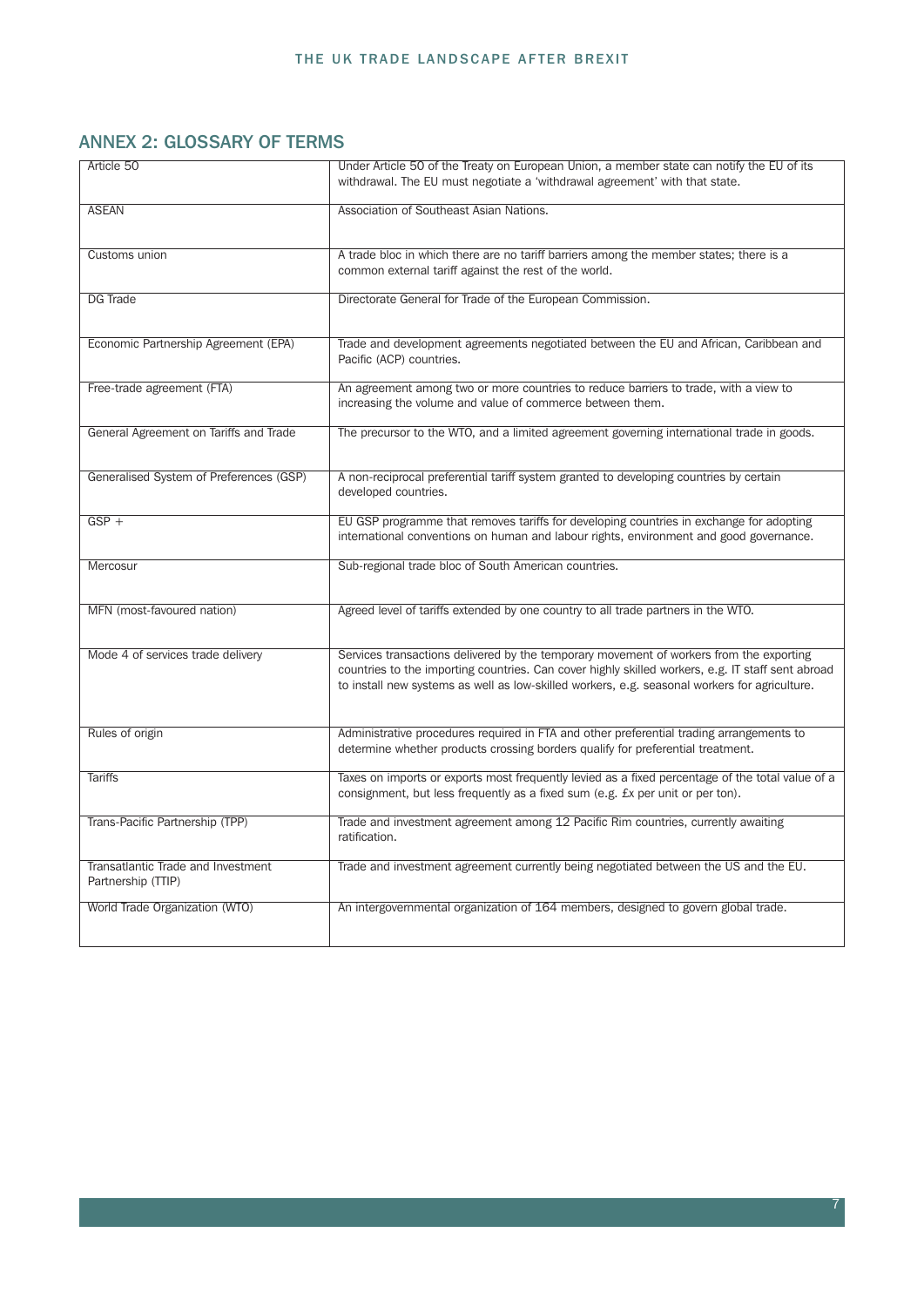## ANNEX 2: GLOSSARY OF TERMS

| Term | Definition |
|---|---|
| Article 50 | Under Article 50 of the Treaty on European Union, a member state can notify the EU of its withdrawal. The EU must negotiate a 'withdrawal agreement' with that state. |
| ASEAN | Association of Southeast Asian Nations. |
| Customs union | A trade bloc in which there are no tariff barriers among the member states; there is a common external tariff against the rest of the world. |
| DG Trade | Directorate General for Trade of the European Commission. |
| Economic Partnership Agreement (EPA) | Trade and development agreements negotiated between the EU and African, Caribbean and Pacific (ACP) countries. |
| Free-trade agreement (FTA) | An agreement among two or more countries to reduce barriers to trade, with a view to increasing the volume and value of commerce between them. |
| General Agreement on Tariffs and Trade | The precursor to the WTO, and a limited agreement governing international trade in goods. |
| Generalised System of Preferences (GSP) | A non-reciprocal preferential tariff system granted to developing countries by certain developed countries. |
| GSP + | EU GSP programme that removes tariffs for developing countries in exchange for adopting international conventions on human and labour rights, environment and good governance. |
| Mercosur | Sub-regional trade bloc of South American countries. |
| MFN (most-favoured nation) | Agreed level of tariffs extended by one country to all trade partners in the WTO. |
| Mode 4 of services trade delivery | Services transactions delivered by the temporary movement of workers from the exporting countries to the importing countries. Can cover highly skilled workers, e.g. IT staff sent abroad to install new systems as well as low-skilled workers, e.g. seasonal workers for agriculture. |
| Rules of origin | Administrative procedures required in FTA and other preferential trading arrangements to determine whether products crossing borders qualify for preferential treatment. |
| Tariffs | Taxes on imports or exports most frequently levied as a fixed percentage of the total value of a consignment, but less frequently as a fixed sum (e.g. £x per unit or per ton). |
| Trans-Pacific Partnership (TPP) | Trade and investment agreement among 12 Pacific Rim countries, currently awaiting ratification. |
| Transatlantic Trade and Investment Partnership (TTIP) | Trade and investment agreement currently being negotiated between the US and the EU. |
| World Trade Organization (WTO) | An intergovernmental organization of 164 members, designed to govern global trade. |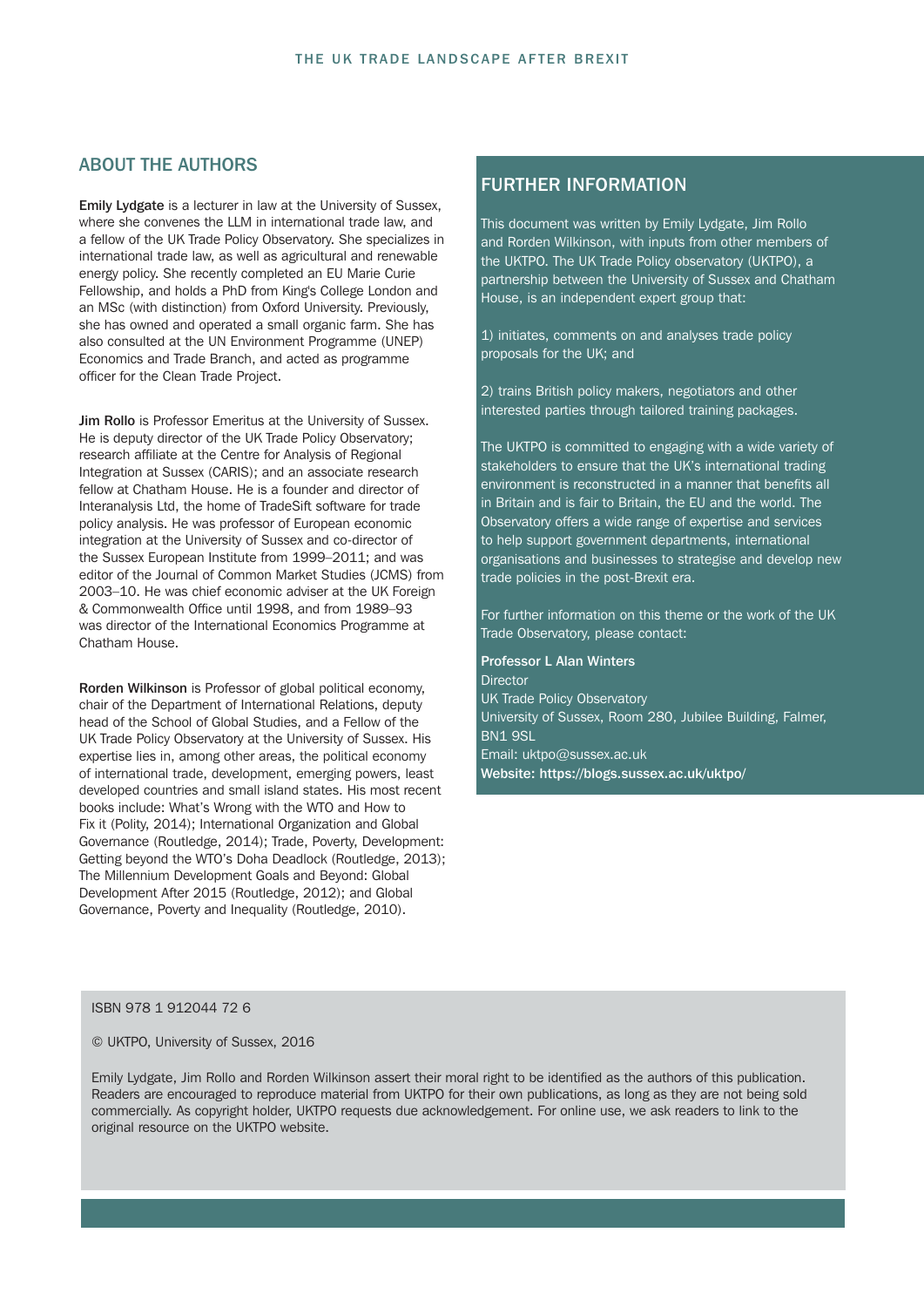## ABOUT THE AUTHORS

**Emily Lydgate** is a lecturer in law at the University of Sussex, where she convenes the LLM in international trade law, and a fellow of the UK Trade Policy Observatory. She specializes in international trade law, as well as agricultural and renewable energy policy. She recently completed an EU Marie Curie Fellowship, and holds a PhD from King's College London and an MSc (with distinction) from Oxford University. Previously, she has owned and operated a small organic farm. She has also consulted at the UN Environment Programme (UNEP) Economics and Trade Branch, and acted as programme officer for the Clean Trade Project.

**Jim Rollo** is Professor Emeritus at the University of Sussex. He is deputy director of the UK Trade Policy Observatory; research affiliate at the Centre for Analysis of Regional Integration at Sussex (CARIS); and an associate research fellow at Chatham House. He is a founder and director of Interanalysis Ltd, the home of TradeSift software for trade policy analysis. He was professor of European economic integration at the University of Sussex and co-director of the Sussex European Institute from 1999–2011; and was editor of the Journal of Common Market Studies (JCMS) from 2003–10. He was chief economic adviser at the UK Foreign & Commonwealth Office until 1998, and from 1989–93 was director of the International Economics Programme at Chatham House.

**Rorden Wilkinson** is Professor of global political economy, chair of the Department of International Relations, deputy head of the School of Global Studies, and a Fellow of the UK Trade Policy Observatory at the University of Sussex. His expertise lies in, among other areas, the political economy of international trade, development, emerging powers, least developed countries and small island states. His most recent books include: What's Wrong with the WTO and How to Fix it (Polity, 2014); International Organization and Global Governance (Routledge, 2014); Trade, Poverty, Development: Getting beyond the WTO's Doha Deadlock (Routledge, 2013); The Millennium Development Goals and Beyond: Global Development After 2015 (Routledge, 2012); and Global Governance, Poverty and Inequality (Routledge, 2010).

## FURTHER INFORMATION

This document was written by Emily Lydgate, Jim Rollo and Rorden Wilkinson, with inputs from other members of the UKTPO. The UK Trade Policy observatory (UKTPO), a partnership between the University of Sussex and Chatham House, is an independent expert group that:

1) initiates, comments on and analyses trade policy proposals for the UK; and

2) trains British policy makers, negotiators and other interested parties through tailored training packages.

The UKTPO is committed to engaging with a wide variety of stakeholders to ensure that the UK's international trading environment is reconstructed in a manner that benefits all in Britain and is fair to Britain, the EU and the world. The Observatory offers a wide range of expertise and services to help support government departments, international organisations and businesses to strategise and develop new trade policies in the post-Brexit era.

For further information on this theme or the work of the UK Trade Observatory, please contact:

**Professor L Alan Winters**
Director
UK Trade Policy Observatory
University of Sussex, Room 280, Jubilee Building, Falmer, BN1 9SL
Email: uktpo@sussex.ac.uk
**Website: https://blogs.sussex.ac.uk/uktpo/**

ISBN 978 1 912044 72 6

© UKTPO, University of Sussex, 2016

Emily Lydgate, Jim Rollo and Rorden Wilkinson assert their moral right to be identified as the authors of this publication. Readers are encouraged to reproduce material from UKTPO for their own publications, as long as they are not being sold commercially. As copyright holder, UKTPO requests due acknowledgement. For online use, we ask readers to link to the original resource on the UKTPO website.